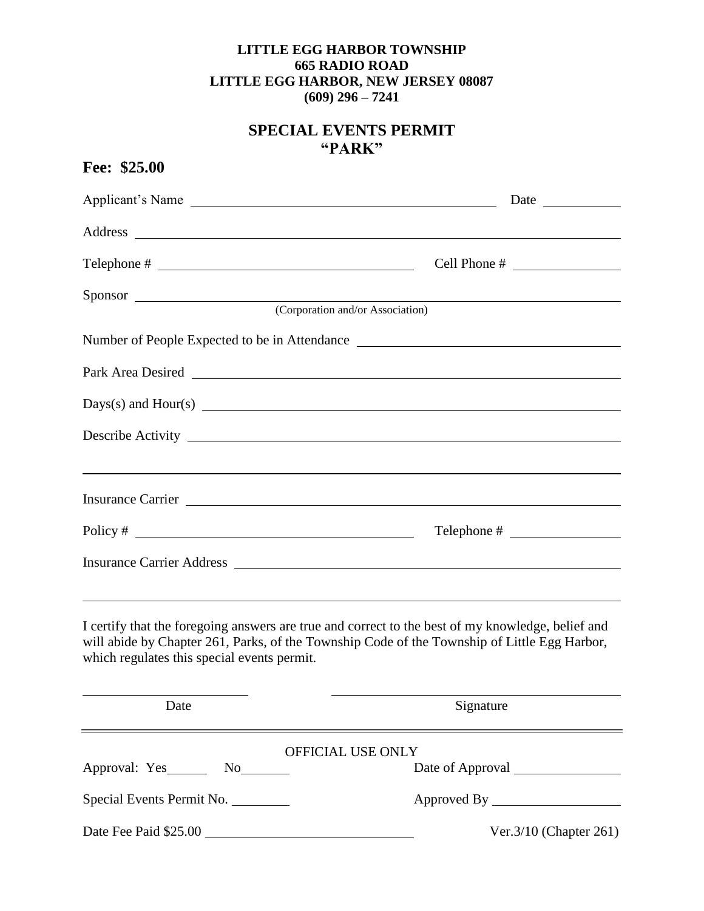**LITTLE EGG HARBOR TOWNSHIP**
**665 RADIO ROAD**
**LITTLE EGG HARBOR, NEW JERSEY 08087**
**(609) 296 – 7241**

## SPECIAL EVENTS PERMIT
## "PARK"

**Fee: $25.00**

Applicant's Name ______________________________________________ Date ___________

Address ____________________________________________________________________

Telephone # _____________________________________ Cell Phone # _______________

Sponsor ____________________________________________________________________
(Corporation and/or Association)

Number of People Expected to be in Attendance _____________________________________

Park Area Desired ___________________________________________________________

Days(s) and Hour(s) _________________________________________________________

Describe Activity ____________________________________________________________

____________________________________________________________________________

Insurance Carrier ____________________________________________________________

Policy # ________________________________________ Telephone # ________________

Insurance Carrier Address _____________________________________________________

____________________________________________________________________________

I certify that the foregoing answers are true and correct to the best of my knowledge, belief and will abide by Chapter 261, Parks, of the Township Code of the Township of Little Egg Harbor, which regulates this special events permit.

________________________ ____________________________________________
Date Signature

---

OFFICIAL USE ONLY

Approval: Yes______ No_______ Date of Approval _______________

Special Events Permit No. ________ Approved By __________________

Date Fee Paid $25.00 _____________________________ Ver.3/10 (Chapter 261)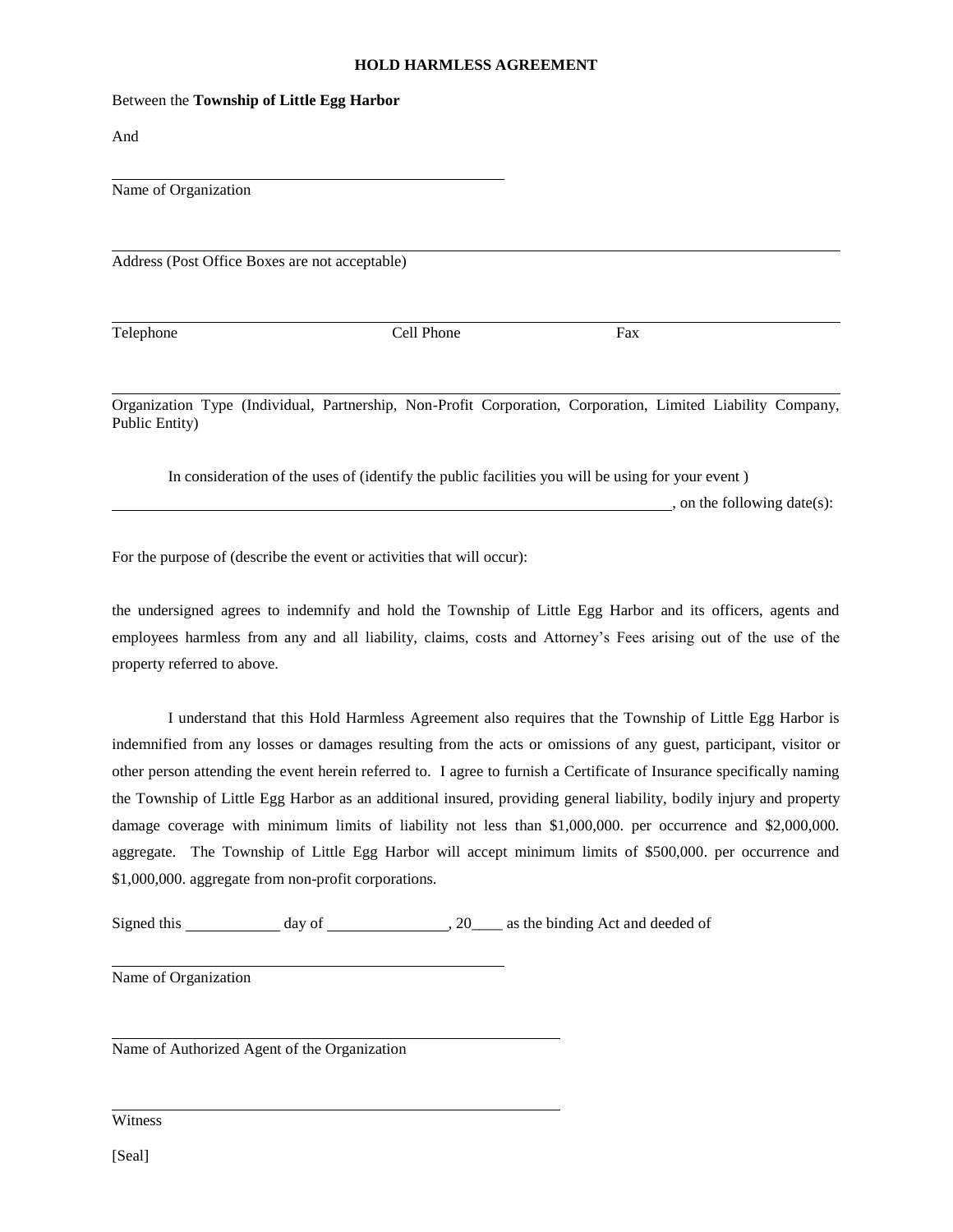**HOLD HARMLESS AGREEMENT**

Between the **Township of Little Egg Harbor**

And

\_\_\_\_\_\_\_\_\_\_\_\_\_\_\_\_\_\_\_\_\_\_\_\_\_\_\_\_\_\_\_\_\_\_\_\_\_\_\_\_\_\_\_\_

Name of Organization

\_\_\_\_\_\_\_\_\_\_\_\_\_\_\_\_\_\_\_\_\_\_\_\_\_\_\_\_\_\_\_\_\_\_\_\_\_\_\_\_\_\_\_\_\_\_\_\_\_\_\_\_\_\_\_\_\_\_\_\_\_\_\_\_\_\_\_\_\_\_\_\_\_\_\_\_\_\_

Address (Post Office Boxes are not acceptable)

\_\_\_\_\_\_\_\_\_\_\_\_\_\_\_\_\_\_\_\_\_\_\_\_\_\_\_\_\_\_\_\_\_\_\_\_\_\_\_\_\_\_\_\_\_\_\_\_\_\_\_\_\_\_\_\_\_\_\_\_\_\_\_\_\_\_\_\_\_\_\_\_\_\_\_\_\_\_

Telephone Cell Phone Fax

\_\_\_\_\_\_\_\_\_\_\_\_\_\_\_\_\_\_\_\_\_\_\_\_\_\_\_\_\_\_\_\_\_\_\_\_\_\_\_\_\_\_\_\_\_\_\_\_\_\_\_\_\_\_\_\_\_\_\_\_\_\_\_\_\_\_\_\_\_\_\_\_\_\_\_\_\_\_

Organization Type (Individual, Partnership, Non-Profit Corporation, Corporation, Limited Liability Company, Public Entity)

In consideration of the uses of (identify the public facilities you will be using for your event )
\_\_\_\_\_\_\_\_\_\_\_\_\_\_\_\_\_\_\_\_\_\_\_\_\_\_\_\_\_\_\_\_\_\_\_\_\_\_\_\_\_\_\_\_\_\_\_\_\_\_\_\_\_\_\_\_\_\_\_\_\_\_\_\_, on the following date(s):

For the purpose of (describe the event or activities that will occur):

the undersigned agrees to indemnify and hold the Township of Little Egg Harbor and its officers, agents and employees harmless from any and all liability, claims, costs and Attorney's Fees arising out of the use of the property referred to above.

I understand that this Hold Harmless Agreement also requires that the Township of Little Egg Harbor is indemnified from any losses or damages resulting from the acts or omissions of any guest, participant, visitor or other person attending the event herein referred to. I agree to furnish a Certificate of Insurance specifically naming the Township of Little Egg Harbor as an additional insured, providing general liability, bodily injury and property damage coverage with minimum limits of liability not less than $1,000,000. per occurrence and $2,000,000. aggregate. The Township of Little Egg Harbor will accept minimum limits of $500,000. per occurrence and $1,000,000. aggregate from non-profit corporations.

Signed this \_\_\_\_\_\_\_\_\_\_ day of \_\_\_\_\_\_\_\_\_\_\_\_\_, 20\_\_\_\_ as the binding Act and deeded of

\_\_\_\_\_\_\_\_\_\_\_\_\_\_\_\_\_\_\_\_\_\_\_\_\_\_\_\_\_\_\_\_\_\_\_\_\_\_\_\_\_\_\_\_

Name of Organization

\_\_\_\_\_\_\_\_\_\_\_\_\_\_\_\_\_\_\_\_\_\_\_\_\_\_\_\_\_\_\_\_\_\_\_\_\_\_\_\_\_\_\_\_\_\_\_\_

Name of Authorized Agent of the Organization

\_\_\_\_\_\_\_\_\_\_\_\_\_\_\_\_\_\_\_\_\_\_\_\_\_\_\_\_\_\_\_\_\_\_\_\_\_\_\_\_\_\_\_\_\_\_\_\_

Witness

[Seal]